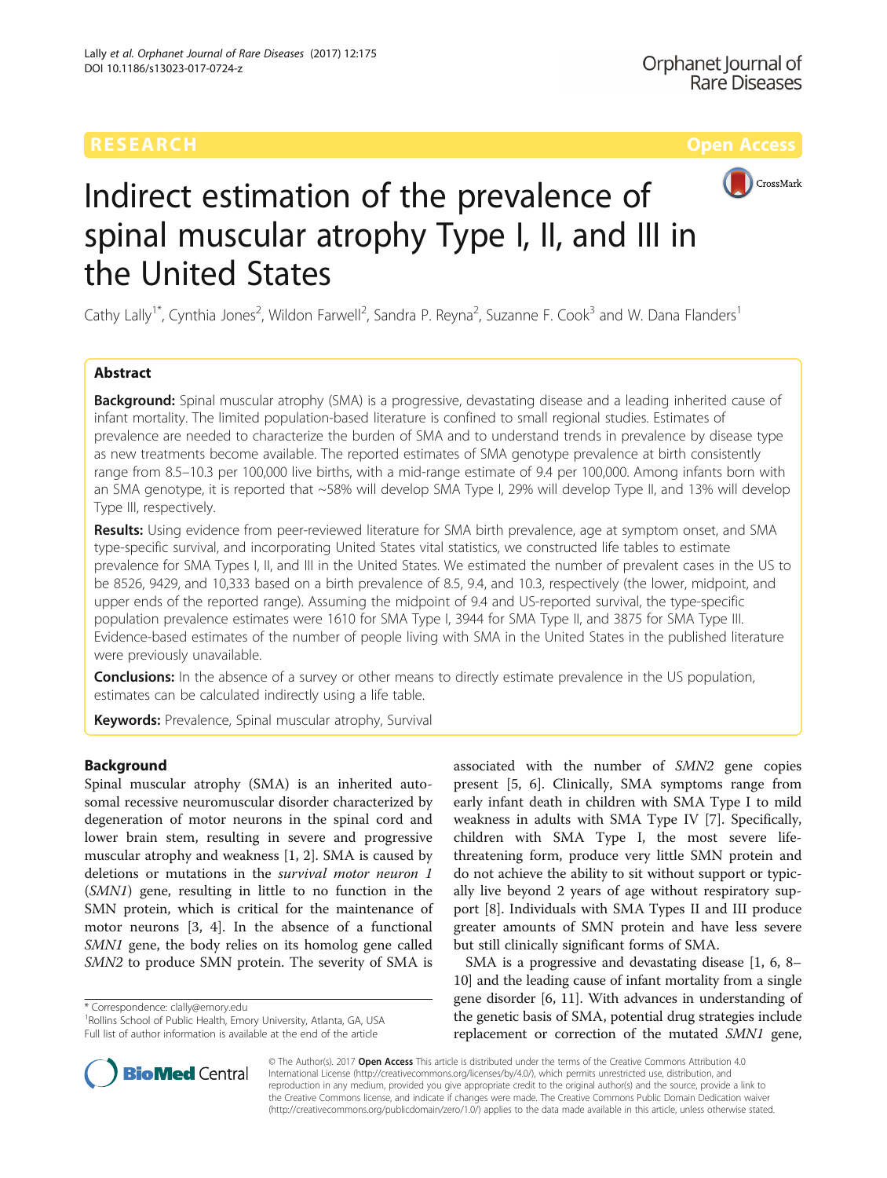RESEARCH Open Access

# Indirect estimation of the prevalence of spinal muscular atrophy Type I, II, and III in the United States

Cathy Lally[1*], Cynthia Jones[2], Wildon Farwell[2], Sandra P. Reyna[2], Suzanne F. Cook[3] and W. Dana Flanders[1]

## Abstract

**Background:** Spinal muscular atrophy (SMA) is a progressive, devastating disease and a leading inherited cause of infant mortality. The limited population-based literature is confined to small regional studies. Estimates of prevalence are needed to characterize the burden of SMA and to understand trends in prevalence by disease type as new treatments become available. The reported estimates of SMA genotype prevalence at birth consistently range from 8.5–10.3 per 100,000 live births, with a mid-range estimate of 9.4 per 100,000. Among infants born with an SMA genotype, it is reported that ~58% will develop SMA Type I, 29% will develop Type II, and 13% will develop Type III, respectively.

**Results:** Using evidence from peer-reviewed literature for SMA birth prevalence, age at symptom onset, and SMA type-specific survival, and incorporating United States vital statistics, we constructed life tables to estimate prevalence for SMA Types I, II, and III in the United States. We estimated the number of prevalent cases in the US to be 8526, 9429, and 10,333 based on a birth prevalence of 8.5, 9.4, and 10.3, respectively (the lower, midpoint, and upper ends of the reported range). Assuming the midpoint of 9.4 and US-reported survival, the type-specific population prevalence estimates were 1610 for SMA Type I, 3944 for SMA Type II, and 3875 for SMA Type III. Evidence-based estimates of the number of people living with SMA in the United States in the published literature were previously unavailable.

**Conclusions:** In the absence of a survey or other means to directly estimate prevalence in the US population, estimates can be calculated indirectly using a life table.

**Keywords:** Prevalence, Spinal muscular atrophy, Survival

## Background

Spinal muscular atrophy (SMA) is an inherited autosomal recessive neuromuscular disorder characterized by degeneration of motor neurons in the spinal cord and lower brain stem, resulting in severe and progressive muscular atrophy and weakness [1, 2]. SMA is caused by deletions or mutations in the *survival motor neuron 1* (*SMN1*) gene, resulting in little to no function in the SMN protein, which is critical for the maintenance of motor neurons [3, 4]. In the absence of a functional *SMN1* gene, the body relies on its homolog gene called *SMN2* to produce SMN protein. The severity of SMA is associated with the number of *SMN2* gene copies present [5, 6]. Clinically, SMA symptoms range from early infant death in children with SMA Type I to mild weakness in adults with SMA Type IV [7]. Specifically, children with SMA Type I, the most severe life-threatening form, produce very little SMN protein and do not achieve the ability to sit without support or typically live beyond 2 years of age without respiratory support [8]. Individuals with SMA Types II and III produce greater amounts of SMN protein and have less severe but still clinically significant forms of SMA.

SMA is a progressive and devastating disease [1, 6, 8–10] and the leading cause of infant mortality from a single gene disorder [6, 11]. With advances in understanding of the genetic basis of SMA, potential drug strategies include replacement or correction of the mutated *SMN1* gene,

\* Correspondence: clally@emory.edu
[1]Rollins School of Public Health, Emory University, Atlanta, GA, USA
Full list of author information is available at the end of the article

© The Author(s). 2017 **Open Access** This article is distributed under the terms of the Creative Commons Attribution 4.0 International License (http://creativecommons.org/licenses/by/4.0/), which permits unrestricted use, distribution, and reproduction in any medium, provided you give appropriate credit to the original author(s) and the source, provide a link to the Creative Commons license, and indicate if changes were made. The Creative Commons Public Domain Dedication waiver (http://creativecommons.org/publicdomain/zero/1.0/) applies to the data made available in this article, unless otherwise stated.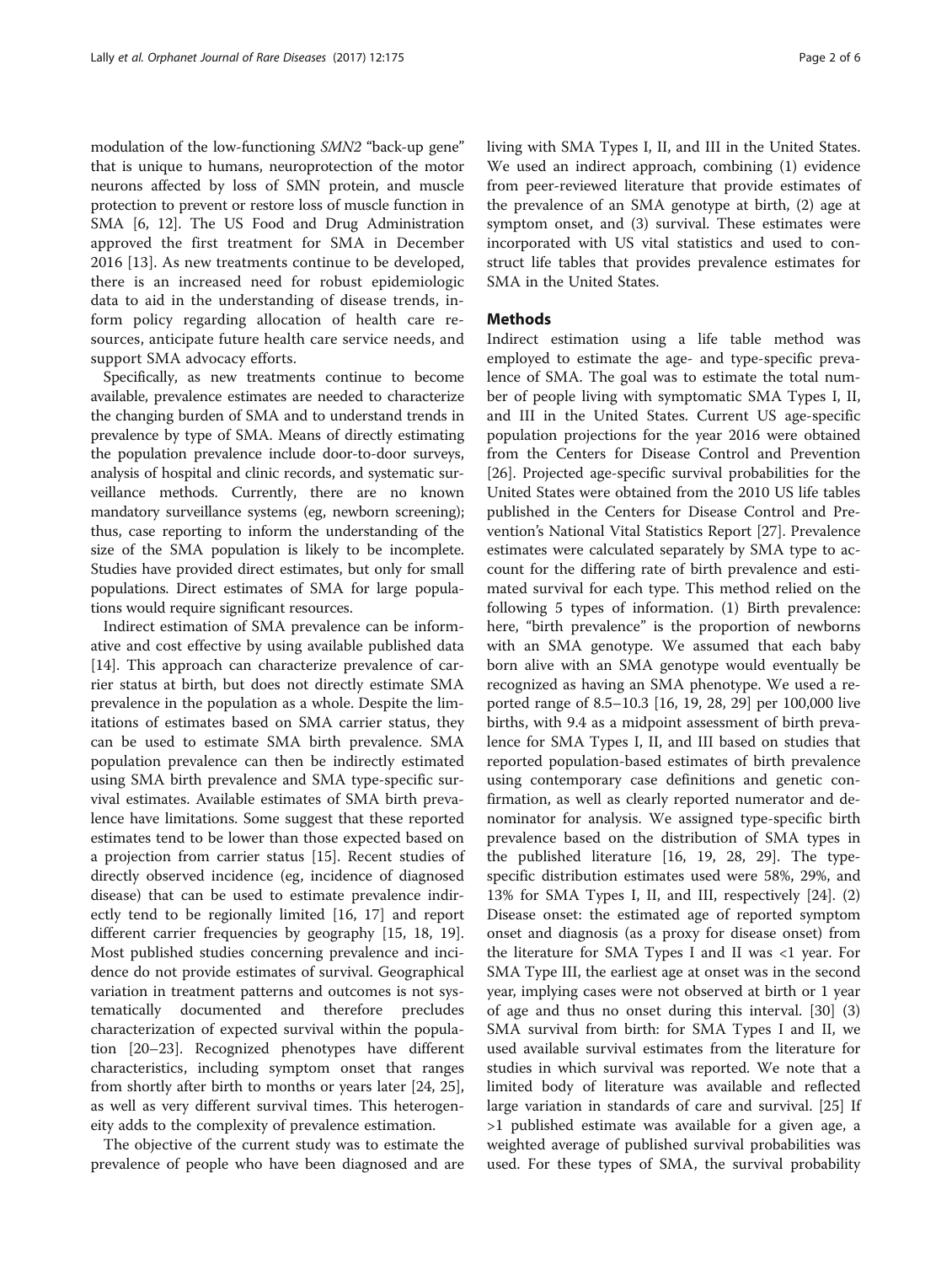modulation of the low-functioning *SMN2* "back-up gene" that is unique to humans, neuroprotection of the motor neurons affected by loss of SMN protein, and muscle protection to prevent or restore loss of muscle function in SMA [6, 12]. The US Food and Drug Administration approved the first treatment for SMA in December 2016 [13]. As new treatments continue to be developed, there is an increased need for robust epidemiologic data to aid in the understanding of disease trends, inform policy regarding allocation of health care resources, anticipate future health care service needs, and support SMA advocacy efforts.

Specifically, as new treatments continue to become available, prevalence estimates are needed to characterize the changing burden of SMA and to understand trends in prevalence by type of SMA. Means of directly estimating the population prevalence include door-to-door surveys, analysis of hospital and clinic records, and systematic surveillance methods. Currently, there are no known mandatory surveillance systems (eg, newborn screening); thus, case reporting to inform the understanding of the size of the SMA population is likely to be incomplete. Studies have provided direct estimates, but only for small populations. Direct estimates of SMA for large populations would require significant resources.

Indirect estimation of SMA prevalence can be informative and cost effective by using available published data [14]. This approach can characterize prevalence of carrier status at birth, but does not directly estimate SMA prevalence in the population as a whole. Despite the limitations of estimates based on SMA carrier status, they can be used to estimate SMA birth prevalence. SMA population prevalence can then be indirectly estimated using SMA birth prevalence and SMA type-specific survival estimates. Available estimates of SMA birth prevalence have limitations. Some suggest that these reported estimates tend to be lower than those expected based on a projection from carrier status [15]. Recent studies of directly observed incidence (eg, incidence of diagnosed disease) that can be used to estimate prevalence indirectly tend to be regionally limited [16, 17] and report different carrier frequencies by geography [15, 18, 19]. Most published studies concerning prevalence and incidence do not provide estimates of survival. Geographical variation in treatment patterns and outcomes is not systematically documented and therefore precludes characterization of expected survival within the population [20–23]. Recognized phenotypes have different characteristics, including symptom onset that ranges from shortly after birth to months or years later [24, 25], as well as very different survival times. This heterogeneity adds to the complexity of prevalence estimation.

The objective of the current study was to estimate the prevalence of people who have been diagnosed and are living with SMA Types I, II, and III in the United States. We used an indirect approach, combining (1) evidence from peer-reviewed literature that provide estimates of the prevalence of an SMA genotype at birth, (2) age at symptom onset, and (3) survival. These estimates were incorporated with US vital statistics and used to construct life tables that provides prevalence estimates for SMA in the United States.

## Methods

Indirect estimation using a life table method was employed to estimate the age- and type-specific prevalence of SMA. The goal was to estimate the total number of people living with symptomatic SMA Types I, II, and III in the United States. Current US age-specific population projections for the year 2016 were obtained from the Centers for Disease Control and Prevention [26]. Projected age-specific survival probabilities for the United States were obtained from the 2010 US life tables published in the Centers for Disease Control and Prevention's National Vital Statistics Report [27]. Prevalence estimates were calculated separately by SMA type to account for the differing rate of birth prevalence and estimated survival for each type. This method relied on the following 5 types of information. (1) Birth prevalence: here, "birth prevalence" is the proportion of newborns with an SMA genotype. We assumed that each baby born alive with an SMA genotype would eventually be recognized as having an SMA phenotype. We used a reported range of 8.5–10.3 [16, 19, 28, 29] per 100,000 live births, with 9.4 as a midpoint assessment of birth prevalence for SMA Types I, II, and III based on studies that reported population-based estimates of birth prevalence using contemporary case definitions and genetic confirmation, as well as clearly reported numerator and denominator for analysis. We assigned type-specific birth prevalence based on the distribution of SMA types in the published literature [16, 19, 28, 29]. The type-specific distribution estimates used were 58%, 29%, and 13% for SMA Types I, II, and III, respectively [24]. (2) Disease onset: the estimated age of reported symptom onset and diagnosis (as a proxy for disease onset) from the literature for SMA Types I and II was <1 year. For SMA Type III, the earliest age at onset was in the second year, implying cases were not observed at birth or 1 year of age and thus no onset during this interval. [30] (3) SMA survival from birth: for SMA Types I and II, we used available survival estimates from the literature for studies in which survival was reported. We note that a limited body of literature was available and reflected large variation in standards of care and survival. [25] If >1 published estimate was available for a given age, a weighted average of published survival probabilities was used. For these types of SMA, the survival probability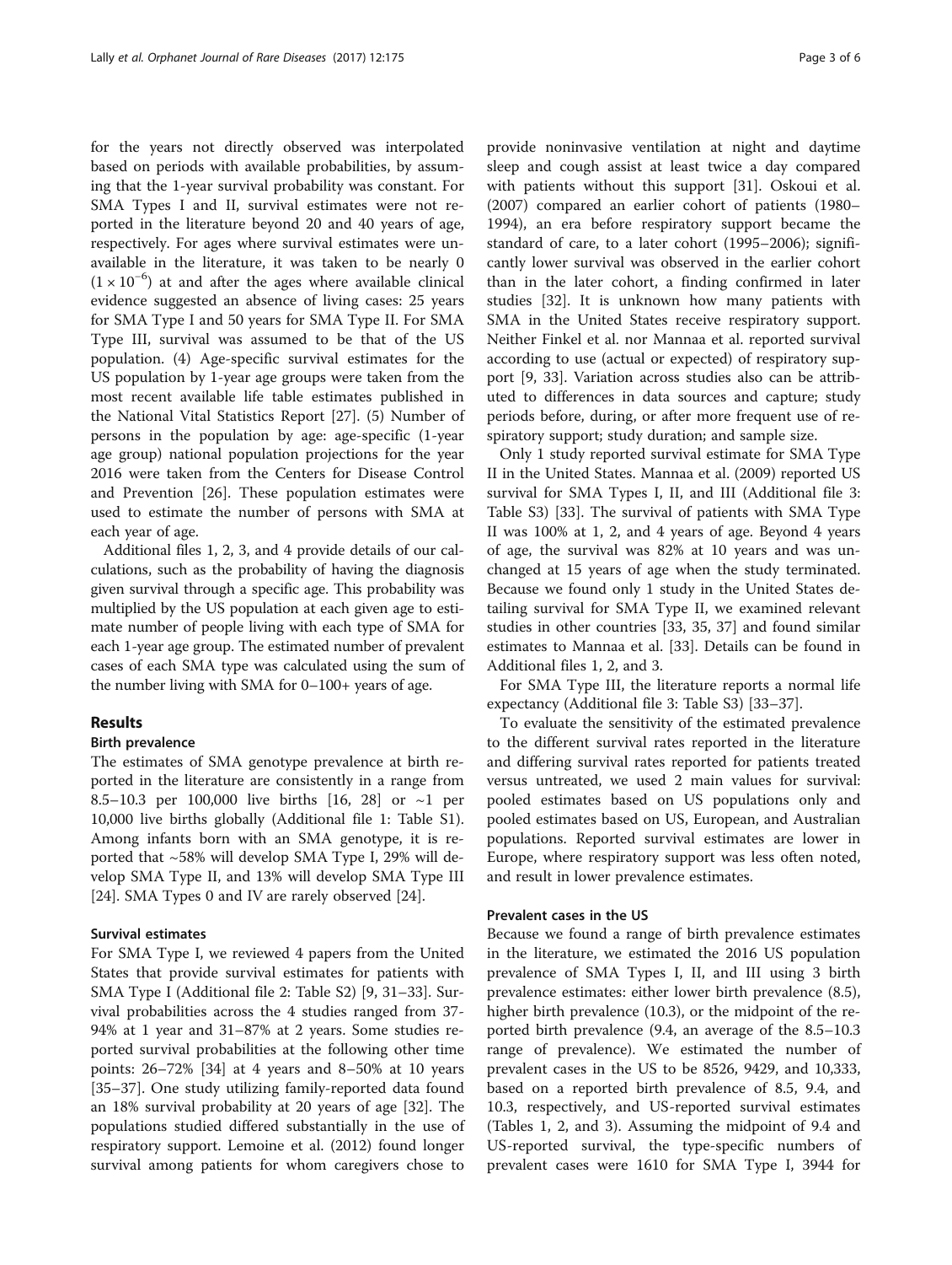for the years not directly observed was interpolated based on periods with available probabilities, by assuming that the 1-year survival probability was constant. For SMA Types I and II, survival estimates were not reported in the literature beyond 20 and 40 years of age, respectively. For ages where survival estimates were unavailable in the literature, it was taken to be nearly 0 ($1 \times 10^{-6}$) at and after the ages where available clinical evidence suggested an absence of living cases: 25 years for SMA Type I and 50 years for SMA Type II. For SMA Type III, survival was assumed to be that of the US population. (4) Age-specific survival estimates for the US population by 1-year age groups were taken from the most recent available life table estimates published in the National Vital Statistics Report [27]. (5) Number of persons in the population by age: age-specific (1-year age group) national population projections for the year 2016 were taken from the Centers for Disease Control and Prevention [26]. These population estimates were used to estimate the number of persons with SMA at each year of age.

Additional files 1, 2, 3, and 4 provide details of our calculations, such as the probability of having the diagnosis given survival through a specific age. This probability was multiplied by the US population at each given age to estimate number of people living with each type of SMA for each 1-year age group. The estimated number of prevalent cases of each SMA type was calculated using the sum of the number living with SMA for 0–100+ years of age.

## Results

### Birth prevalence

The estimates of SMA genotype prevalence at birth reported in the literature are consistently in a range from 8.5–10.3 per 100,000 live births [16, 28] or ~1 per 10,000 live births globally (Additional file 1: Table S1). Among infants born with an SMA genotype, it is reported that ~58% will develop SMA Type I, 29% will develop SMA Type II, and 13% will develop SMA Type III [24]. SMA Types 0 and IV are rarely observed [24].

### Survival estimates

For SMA Type I, we reviewed 4 papers from the United States that provide survival estimates for patients with SMA Type I (Additional file 2: Table S2) [9, 31–33]. Survival probabilities across the 4 studies ranged from 37-94% at 1 year and 31–87% at 2 years. Some studies reported survival probabilities at the following other time points: 26–72% [34] at 4 years and 8–50% at 10 years [35–37]. One study utilizing family-reported data found an 18% survival probability at 20 years of age [32]. The populations studied differed substantially in the use of respiratory support. Lemoine et al. (2012) found longer survival among patients for whom caregivers chose to provide noninvasive ventilation at night and daytime sleep and cough assist at least twice a day compared with patients without this support [31]. Oskoui et al. (2007) compared an earlier cohort of patients (1980–1994), an era before respiratory support became the standard of care, to a later cohort (1995–2006); significantly lower survival was observed in the earlier cohort than in the later cohort, a finding confirmed in later studies [32]. It is unknown how many patients with SMA in the United States receive respiratory support. Neither Finkel et al. nor Mannaa et al. reported survival according to use (actual or expected) of respiratory support [9, 33]. Variation across studies also can be attributed to differences in data sources and capture; study periods before, during, or after more frequent use of respiratory support; study duration; and sample size.

Only 1 study reported survival estimate for SMA Type II in the United States. Mannaa et al. (2009) reported US survival for SMA Types I, II, and III (Additional file 3: Table S3) [33]. The survival of patients with SMA Type II was 100% at 1, 2, and 4 years of age. Beyond 4 years of age, the survival was 82% at 10 years and was unchanged at 15 years of age when the study terminated. Because we found only 1 study in the United States detailing survival for SMA Type II, we examined relevant studies in other countries [33, 35, 37] and found similar estimates to Mannaa et al. [33]. Details can be found in Additional files 1, 2, and 3.

For SMA Type III, the literature reports a normal life expectancy (Additional file 3: Table S3) [33–37].

To evaluate the sensitivity of the estimated prevalence to the different survival rates reported in the literature and differing survival rates reported for patients treated versus untreated, we used 2 main values for survival: pooled estimates based on US populations only and pooled estimates based on US, European, and Australian populations. Reported survival estimates are lower in Europe, where respiratory support was less often noted, and result in lower prevalence estimates.

### Prevalent cases in the US

Because we found a range of birth prevalence estimates in the literature, we estimated the 2016 US population prevalence of SMA Types I, II, and III using 3 birth prevalence estimates: either lower birth prevalence (8.5), higher birth prevalence (10.3), or the midpoint of the reported birth prevalence (9.4, an average of the 8.5–10.3 range of prevalence). We estimated the number of prevalent cases in the US to be 8526, 9429, and 10,333, based on a reported birth prevalence of 8.5, 9.4, and 10.3, respectively, and US-reported survival estimates (Tables 1, 2, and 3). Assuming the midpoint of 9.4 and US-reported survival, the type-specific numbers of prevalent cases were 1610 for SMA Type I, 3944 for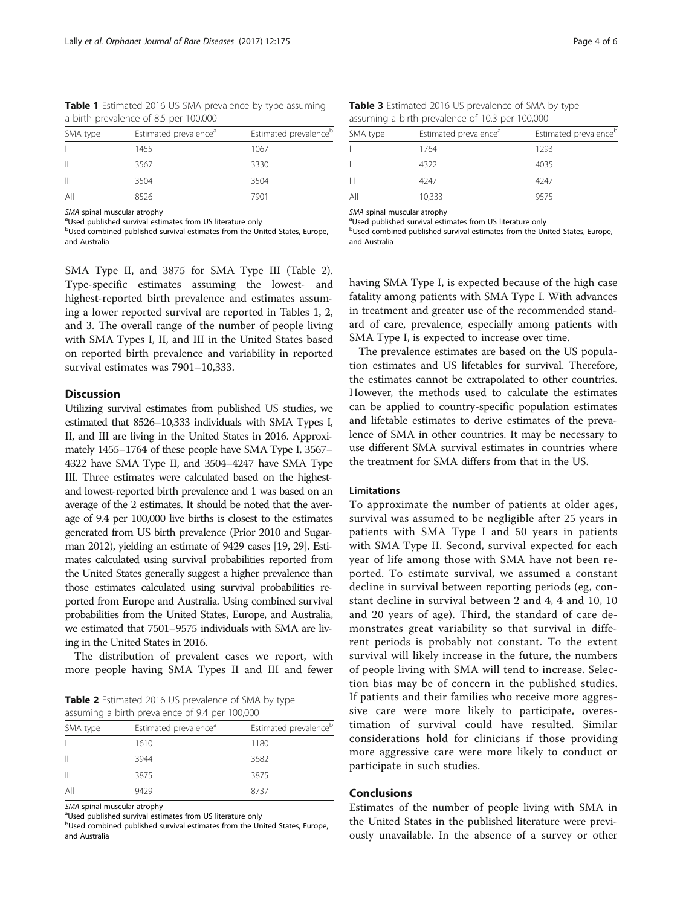**Table 1** Estimated 2016 US SMA prevalence by type assuming a birth prevalence of 8.5 per 100,000

| SMA type | Estimated prevalence[a] | Estimated prevalence[b] |
|---|---|---|
| I | 1455 | 1067 |
| II | 3567 | 3330 |
| III | 3504 | 3504 |
| All | 8526 | 7901 |

*SMA* spinal muscular atrophy
[a]Used published survival estimates from US literature only
[b]Used combined published survival estimates from the United States, Europe, and Australia

SMA Type II, and 3875 for SMA Type III (Table 2). Type-specific estimates assuming the lowest- and highest-reported birth prevalence and estimates assuming a lower reported survival are reported in Tables 1, 2, and 3. The overall range of the number of people living with SMA Types I, II, and III in the United States based on reported birth prevalence and variability in reported survival estimates was 7901–10,333.

## Discussion

Utilizing survival estimates from published US studies, we estimated that 8526–10,333 individuals with SMA Types I, II, and III are living in the United States in 2016. Approximately 1455–1764 of these people have SMA Type I, 3567–4322 have SMA Type II, and 3504–4247 have SMA Type III. Three estimates were calculated based on the highest- and lowest-reported birth prevalence and 1 was based on an average of the 2 estimates. It should be noted that the average of 9.4 per 100,000 live births is closest to the estimates generated from US birth prevalence (Prior 2010 and Sugarman 2012), yielding an estimate of 9429 cases [19, 29]. Estimates calculated using survival probabilities reported from the United States generally suggest a higher prevalence than those estimates calculated using survival probabilities reported from Europe and Australia. Using combined survival probabilities from the United States, Europe, and Australia, we estimated that 7501–9575 individuals with SMA are living in the United States in 2016.

The distribution of prevalent cases we report, with more people having SMA Types II and III and fewer having SMA Type I, is expected because of the high case fatality among patients with SMA Type I. With advances in treatment and greater use of the recommended standard of care, prevalence, especially among patients with SMA Type I, is expected to increase over time.

**Table 2** Estimated 2016 US prevalence of SMA by type assuming a birth prevalence of 9.4 per 100,000

| SMA type | Estimated prevalence[a] | Estimated prevalence[b] |
|---|---|---|
| I | 1610 | 1180 |
| II | 3944 | 3682 |
| III | 3875 | 3875 |
| All | 9429 | 8737 |

*SMA* spinal muscular atrophy
[a]Used published survival estimates from US literature only
[b]Used combined published survival estimates from the United States, Europe, and Australia

**Table 3** Estimated 2016 US prevalence of SMA by type assuming a birth prevalence of 10.3 per 100,000

| SMA type | Estimated prevalence[a] | Estimated prevalence[b] |
|---|---|---|
| I | 1764 | 1293 |
| II | 4322 | 4035 |
| III | 4247 | 4247 |
| All | 10,333 | 9575 |

*SMA* spinal muscular atrophy
[a]Used published survival estimates from US literature only
[b]Used combined published survival estimates from the United States, Europe, and Australia

The prevalence estimates are based on the US population estimates and US lifetables for survival. Therefore, the estimates cannot be extrapolated to other countries. However, the methods used to calculate the estimates can be applied to country-specific population estimates and lifetable estimates to derive estimates of the prevalence of SMA in other countries. It may be necessary to use different SMA survival estimates in countries where the treatment for SMA differs from that in the US.

### Limitations

To approximate the number of patients at older ages, survival was assumed to be negligible after 25 years in patients with SMA Type I and 50 years in patients with SMA Type II. Second, survival expected for each year of life among those with SMA have not been reported. To estimate survival, we assumed a constant decline in survival between reporting periods (eg, constant decline in survival between 2 and 4, 4 and 10, 10 and 20 years of age). Third, the standard of care demonstrates great variability so that survival in different periods is probably not constant. To the extent survival will likely increase in the future, the numbers of people living with SMA will tend to increase. Selection bias may be of concern in the published studies. If patients and their families who receive more aggressive care were more likely to participate, overestimation of survival could have resulted. Similar considerations hold for clinicians if those providing more aggressive care were more likely to conduct or participate in such studies.

## Conclusions

Estimates of the number of people living with SMA in the United States in the published literature were previously unavailable. In the absence of a survey or other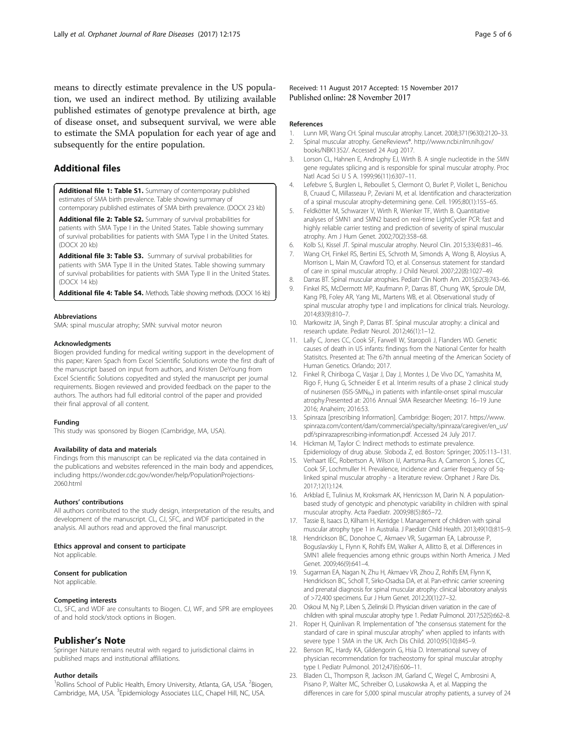means to directly estimate prevalence in the US population, we used an indirect method. By utilizing available published estimates of genotype prevalence at birth, age of disease onset, and subsequent survival, we were able to estimate the SMA population for each year of age and subsequently for the entire population.

## Additional files

**Additional file 1: Table S1.** Summary of contemporary published estimates of SMA birth prevalence. Table showing summary of contemporary published estimates of SMA birth prevalence. (DOCX 23 kb)

**Additional file 2: Table S2.** Summary of survival probabilities for patients with SMA Type I in the United States. Table showing summary of survival probabilities for patients with SMA Type I in the United States. (DOCX 20 kb)

**Additional file 3: Table S3.** Summary of survival probabilities for patients with SMA Type II in the United States. Table showing summary of survival probabilities for patients with SMA Type II in the United States. (DOCX 14 kb)

**Additional file 4: Table S4.** Methods. Table showing methods. (DOCX 16 kb)

#### Abbreviations

SMA: spinal muscular atrophy; SMN: survival motor neuron

#### Acknowledgments

Biogen provided funding for medical writing support in the development of this paper; Karen Spach from Excel Scientific Solutions wrote the first draft of the manuscript based on input from authors, and Kristen DeYoung from Excel Scientific Solutions copyedited and styled the manuscript per journal requirements. Biogen reviewed and provided feedback on the paper to the authors. The authors had full editorial control of the paper and provided their final approval of all content.

#### Funding

This study was sponsored by Biogen (Cambridge, MA, USA).

#### Availability of data and materials

Findings from this manuscript can be replicated via the data contained in the publications and websites referenced in the main body and appendices, including https://wonder.cdc.gov/wonder/help/PopulationProjections-2060.html

#### Authors' contributions

All authors contributed to the study design, interpretation of the results, and development of the manuscript. CL, CJ, SFC, and WDF participated in the analysis. All authors read and approved the final manuscript.

#### Ethics approval and consent to participate

Not applicable.

#### Consent for publication

Not applicable.

#### Competing interests

CL, SFC, and WDF are consultants to Biogen. CJ, WF, and SPR are employees of and hold stock/stock options in Biogen.

## Publisher's Note

Springer Nature remains neutral with regard to jurisdictional claims in published maps and institutional affiliations.

#### Author details

[1]Rollins School of Public Health, Emory University, Atlanta, GA, USA. [2]Biogen, Cambridge, MA, USA. [3]Epidemiology Associates LLC, Chapel Hill, NC, USA.

Received: 11 August 2017 Accepted: 15 November 2017
Published online: 28 November 2017

#### References

1. Lunn MR, Wang CH. Spinal muscular atrophy. Lancet. 2008;371(9630):2120–33.
2. Spinal muscular atrophy. GeneReviews®. http://www.ncbi.nlm.nih.gov/books/NBK1352/. Accessed 24 Aug 2017.
3. Lorson CL, Hahnen E, Androphy EJ, Wirth B. A single nucleotide in the *SMN* gene regulates splicing and is responsible for spinal muscular atrophy. Proc Natl Acad Sci U S A. 1999;96(11):6307–11.
4. Lefebvre S, Burglen L, Reboullet S, Clermont O, Burlet P, Viollet L, Benichou B, Cruaud C, Millasseau P, Zeviani M, et al. Identification and characterization of a spinal muscular atrophy-determining gene. Cell. 1995;80(1):155–65.
5. Feldkötter M, Schwarzer V, Wirth R, Wienker TF, Wirth B. Quantitative analyses of SMN1 and SMN2 based on real-time LightCycler PCR: fast and highly reliable carrier testing and prediction of severity of spinal muscular atrophy. Am J Hum Genet. 2002;70(2):358–68.
6. Kolb SJ, Kissel JT. Spinal muscular atrophy. Neurol Clin. 2015;33(4):831–46.
7. Wang CH, Finkel RS, Bertini ES, Schroth M, Simonds A, Wong B, Aloysius A, Morrison L, Main M, Crawford TO, et al. Consensus statement for standard of care in spinal muscular atrophy. J Child Neurol. 2007;22(8):1027–49.
8. Darras BT. Spinal muscular atrophies. Pediatr Clin North Am. 2015;62(3):743–66.
9. Finkel RS, McDermott MP, Kaufmann P, Darras BT, Chung WK, Sproule DM, Kang PB, Foley AR, Yang ML, Martens WB, et al. Observational study of spinal muscular atrophy type I and implications for clinical trials. Neurology. 2014;83(9):810–7.
10. Markowitz JA, Singh P, Darras BT. Spinal muscular atrophy: a clinical and research update. Pediatr Neurol. 2012;46(1):1–12.
11. Lally C, Jones CC, Cook SF, Farwell W, Staropoli J, Flanders WD. Genetic causes of death in US infants: findings from the National Center for health Statisitcs. Presented at: The 67th annual meeting of the American Society of Human Genetics. Orlando; 2017.
12. Finkel R, Chiriboga C, Vasjar J, Day J, Montes J, De Vivo DC, Yamashita M, Rigo F, Hung G, Schneider E et al. Interim results of a phase 2 clinical study of nusinersen (ISIS-SMN$_{Rx}$) in patients with infantile-onset spinal muscular atrophy.Presented at: 2016 Annual SMA Researcher Meeting: 16–19 June 2016; Anaheim; 2016:53.
13. Spinraza [prescribing Information]. Cambridge: Biogen; 2017. https://www.spinraza.com/content/dam/commercial/specialty/spinraza/caregiver/en_us/pdf/spinrazaprescribing-information.pdf. Accessed 24 July 2017.
14. Hickman M, Taylor C: Indirect methods to estimate prevalence. Epidemiology of drug abuse. Sloboda Z, ed. Boston: Springer; 2005:113–131.
15. Verhaart IEC, Robertson A, Wilson IJ, Aartsma-Rus A, Cameron S, Jones CC, Cook SF, Lochmuller H. Prevalence, incidence and carrier frequency of 5q-linked spinal muscular atrophy - a literature review. Orphanet J Rare Dis. 2017;12(1):124.
16. Arkblad E, Tulinius M, Kroksmark AK, Henricsson M, Darin N. A population-based study of genotypic and phenotypic variability in children with spinal muscular atrophy. Acta Paediatr. 2009;98(5):865–72.
17. Tassie B, Isaacs D, Kilham H, Kerridge I. Management of children with spinal muscular atrophy type 1 in Australia. J Paediatr Child Health. 2013;49(10):815–9.
18. Hendrickson BC, Donohoe C, Akmaev VR, Sugarman EA, Labrousse P, Boguslavskiy L, Flynn K, Rohlfs EM, Walker A, Allitto B, et al. Differences in SMN1 allele frequencies among ethnic groups within North America. J Med Genet. 2009;46(9):641–4.
19. Sugarman EA, Nagan N, Zhu H, Akmaev VR, Zhou Z, Rohlfs EM, Flynn K, Hendrickson BC, Scholl T, Sirko-Osadsa DA, et al. Pan-ethnic carrier screening and prenatal diagnosis for spinal muscular atrophy: clinical laboratory analysis of >72,400 specimens. Eur J Hum Genet. 2012;20(1):27–32.
20. Oskoui M, Ng P, Liben S, Zielinski D. Physician driven variation in the care of children with spinal muscular atrophy type 1. Pediatr Pulmonol. 2017;52(5):662–8.
21. Roper H, Quinlivan R. Implementation of "the consensus statement for the standard of care in spinal muscular atrophy" when applied to infants with severe type 1 SMA in the UK. Arch Dis Child. 2010;95(10):845–9.
22. Benson RC, Hardy KA, Gildengorin G, Hsia D. International survey of physician recommendation for tracheostomy for spinal muscular atrophy type I. Pediatr Pulmonol. 2012;47(6):606–11.
23. Bladen CL, Thompson R, Jackson JM, Garland C, Wegel C, Ambrosini A, Pisano P, Walter MC, Schreiber O, Lusakowska A, et al. Mapping the differences in care for 5,000 spinal muscular atrophy patients, a survey of 24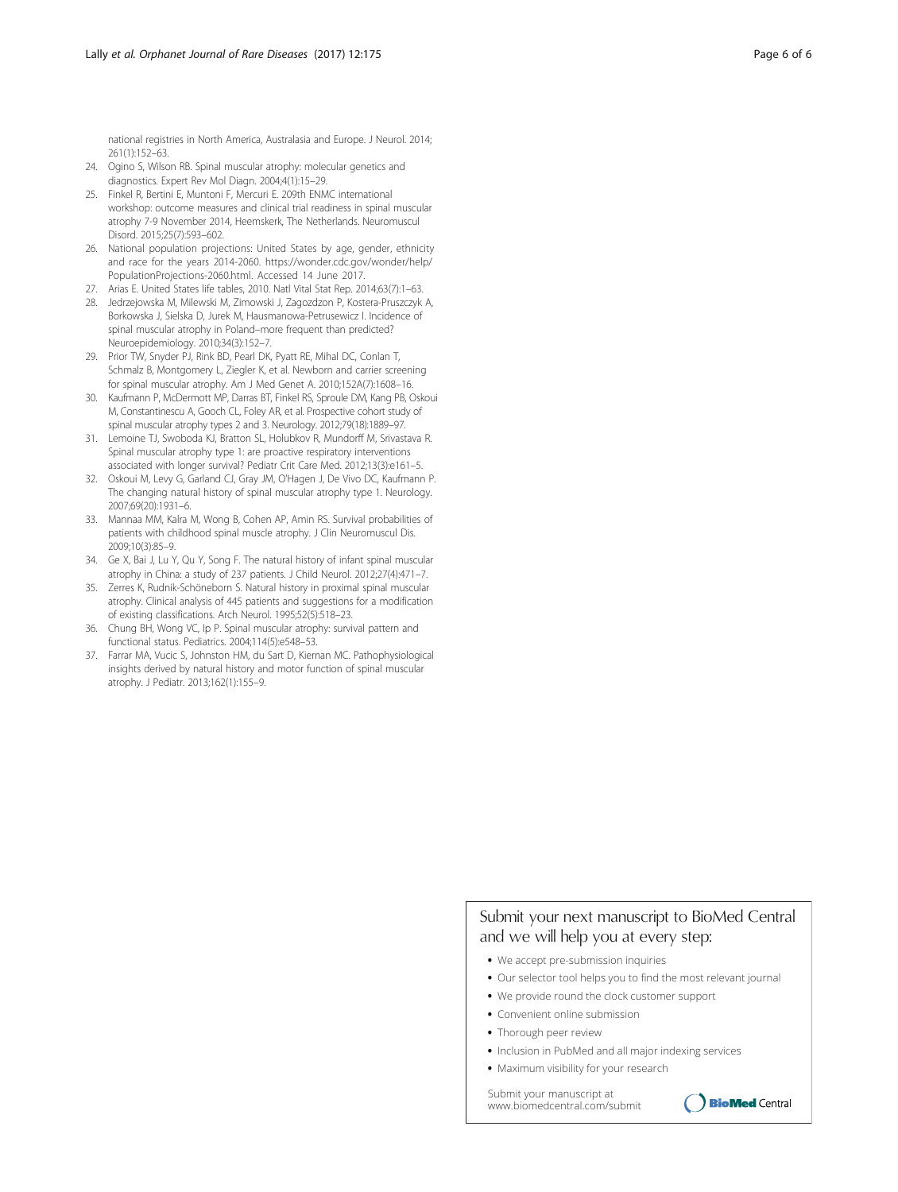national registries in North America, Australasia and Europe. J Neurol. 2014; 261(1):152–63.

24. Ogino S, Wilson RB. Spinal muscular atrophy: molecular genetics and diagnostics. Expert Rev Mol Diagn. 2004;4(1):15–29.
25. Finkel R, Bertini E, Muntoni F, Mercuri E. 209th ENMC international workshop: outcome measures and clinical trial readiness in spinal muscular atrophy 7-9 November 2014, Heemskerk, The Netherlands. Neuromuscul Disord. 2015;25(7):593–602.
26. National population projections: United States by age, gender, ethnicity and race for the years 2014-2060. https://wonder.cdc.gov/wonder/help/PopulationProjections-2060.html. Accessed 14 June 2017.
27. Arias E. United States life tables, 2010. Natl Vital Stat Rep. 2014;63(7):1–63.
28. Jedrzejowska M, Milewski M, Zimowski J, Zagozdzon P, Kostera-Pruszczyk A, Borkowska J, Sielska D, Jurek M, Hausmanowa-Petrusewicz I. Incidence of spinal muscular atrophy in Poland–more frequent than predicted? Neuroepidemiology. 2010;34(3):152–7.
29. Prior TW, Snyder PJ, Rink BD, Pearl DK, Pyatt RE, Mihal DC, Conlan T, Schmalz B, Montgomery L, Ziegler K, et al. Newborn and carrier screening for spinal muscular atrophy. Am J Med Genet A. 2010;152A(7):1608–16.
30. Kaufmann P, McDermott MP, Darras BT, Finkel RS, Sproule DM, Kang PB, Oskoui M, Constantinescu A, Gooch CL, Foley AR, et al. Prospective cohort study of spinal muscular atrophy types 2 and 3. Neurology. 2012;79(18):1889–97.
31. Lemoine TJ, Swoboda KJ, Bratton SL, Holubkov R, Mundorff M, Srivastava R. Spinal muscular atrophy type 1: are proactive respiratory interventions associated with longer survival? Pediatr Crit Care Med. 2012;13(3):e161–5.
32. Oskoui M, Levy G, Garland CJ, Gray JM, O'Hagen J, De Vivo DC, Kaufmann P. The changing natural history of spinal muscular atrophy type 1. Neurology. 2007;69(20):1931–6.
33. Mannaa MM, Kalra M, Wong B, Cohen AP, Amin RS. Survival probabilities of patients with childhood spinal muscle atrophy. J Clin Neuromuscul Dis. 2009;10(3):85–9.
34. Ge X, Bai J, Lu Y, Qu Y, Song F. The natural history of infant spinal muscular atrophy in China: a study of 237 patients. J Child Neurol. 2012;27(4):471–7.
35. Zerres K, Rudnik-Schöneborn S. Natural history in proximal spinal muscular atrophy. Clinical analysis of 445 patients and suggestions for a modification of existing classifications. Arch Neurol. 1995;52(5):518–23.
36. Chung BH, Wong VC, Ip P. Spinal muscular atrophy: survival pattern and functional status. Pediatrics. 2004;114(5):e548–53.
37. Farrar MA, Vucic S, Johnston HM, du Sart D, Kiernan MC. Pathophysiological insights derived by natural history and motor function of spinal muscular atrophy. J Pediatr. 2013;162(1):155–9.